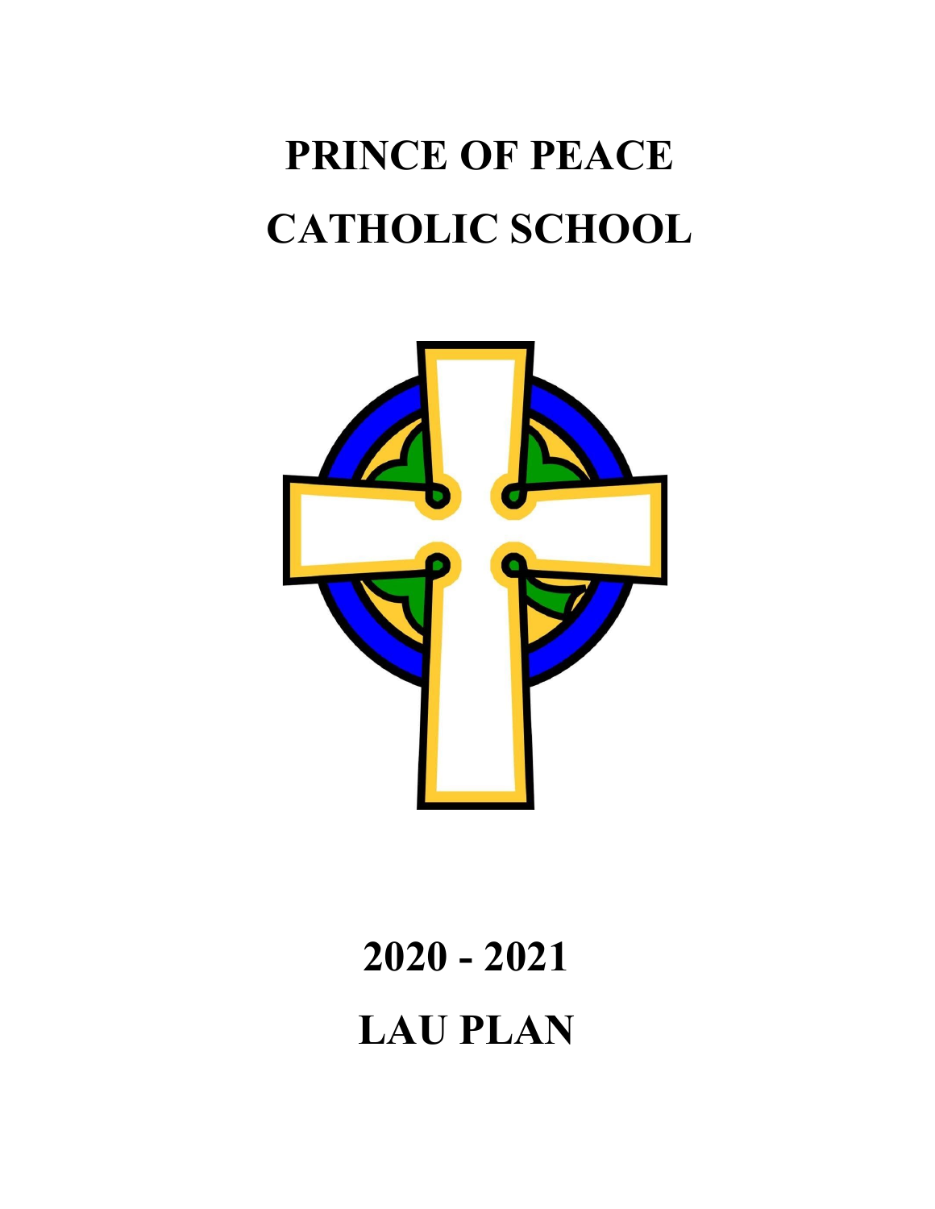# PRINCE OF PEACE CATHOLIC SCHOOL

# 2020 - 2021

# LAU PLAN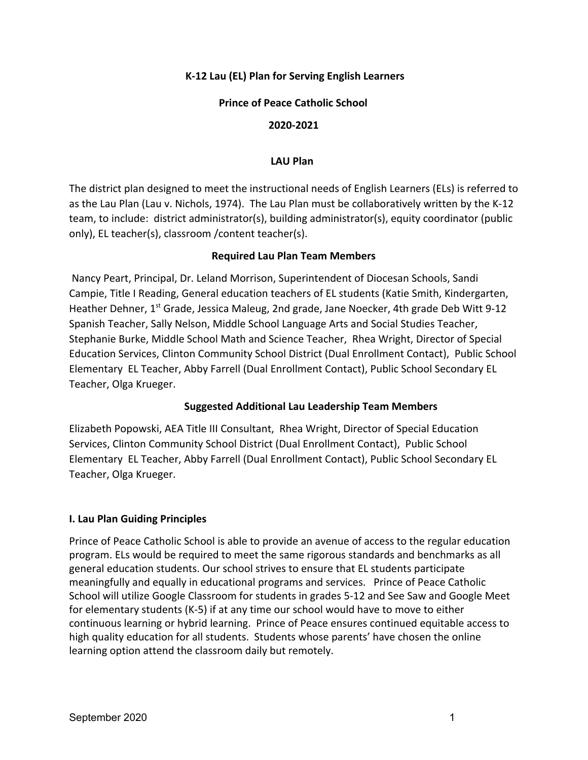**K-12 Lau (EL) Plan for Serving English Learners**

**Prince of Peace Catholic School**

**2020-2021**

**LAU Plan**

The district plan designed to meet the instructional needs of English Learners (ELs) is referred to as the Lau Plan (Lau v. Nichols, 1974). The Lau Plan must be collaboratively written by the K-12 team, to include: district administrator(s), building administrator(s), equity coordinator (public only), EL teacher(s), classroom /content teacher(s).

**Required Lau Plan Team Members**

Nancy Peart, Principal, Dr. Leland Morrison, Superintendent of Diocesan Schools, Sandi Campie, Title I Reading, General education teachers of EL students (Katie Smith, Kindergarten, Heather Dehner, 1st Grade, Jessica Maleug, 2nd grade, Jane Noecker, 4th grade Deb Witt 9-12 Spanish Teacher, Sally Nelson, Middle School Language Arts and Social Studies Teacher, Stephanie Burke, Middle School Math and Science Teacher, Rhea Wright, Director of Special Education Services, Clinton Community School District (Dual Enrollment Contact), Public School Elementary EL Teacher, Abby Farrell (Dual Enrollment Contact), Public School Secondary EL Teacher, Olga Krueger.

**Suggested Additional Lau Leadership Team Members**

Elizabeth Popowski, AEA Title III Consultant, Rhea Wright, Director of Special Education Services, Clinton Community School District (Dual Enrollment Contact), Public School Elementary EL Teacher, Abby Farrell (Dual Enrollment Contact), Public School Secondary EL Teacher, Olga Krueger.

## I. Lau Plan Guiding Principles

Prince of Peace Catholic School is able to provide an avenue of access to the regular education program. ELs would be required to meet the same rigorous standards and benchmarks as all general education students. Our school strives to ensure that EL students participate meaningfully and equally in educational programs and services. Prince of Peace Catholic School will utilize Google Classroom for students in grades 5-12 and See Saw and Google Meet for elementary students (K-5) if at any time our school would have to move to either continuous learning or hybrid learning. Prince of Peace ensures continued equitable access to high quality education for all students. Students whose parents' have chosen the online learning option attend the classroom daily but remotely.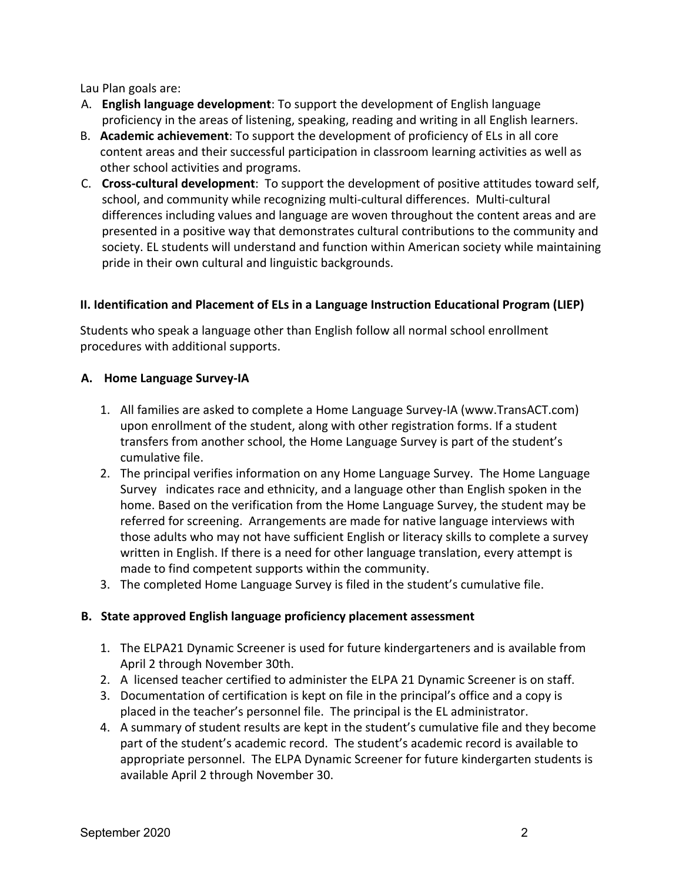Lau Plan goals are:

A. **English language development**: To support the development of English language proficiency in the areas of listening, speaking, reading and writing in all English learners.
B. **Academic achievement**: To support the development of proficiency of ELs in all core content areas and their successful participation in classroom learning activities as well as other school activities and programs.
C. **Cross-cultural development**: To support the development of positive attitudes toward self, school, and community while recognizing multi-cultural differences. Multi-cultural differences including values and language are woven throughout the content areas and are presented in a positive way that demonstrates cultural contributions to the community and society. EL students will understand and function within American society while maintaining pride in their own cultural and linguistic backgrounds.

## II. Identification and Placement of ELs in a Language Instruction Educational Program (LIEP)

Students who speak a language other than English follow all normal school enrollment procedures with additional supports.

### A. Home Language Survey-IA

1. All families are asked to complete a Home Language Survey-IA (www.TransACT.com) upon enrollment of the student, along with other registration forms. If a student transfers from another school, the Home Language Survey is part of the student's cumulative file.
2. The principal verifies information on any Home Language Survey. The Home Language Survey indicates race and ethnicity, and a language other than English spoken in the home. Based on the verification from the Home Language Survey, the student may be referred for screening. Arrangements are made for native language interviews with those adults who may not have sufficient English or literacy skills to complete a survey written in English. If there is a need for other language translation, every attempt is made to find competent supports within the community.
3. The completed Home Language Survey is filed in the student's cumulative file.

### B. State approved English language proficiency placement assessment

1. The ELPA21 Dynamic Screener is used for future kindergarteners and is available from April 2 through November 30th.
2. A licensed teacher certified to administer the ELPA 21 Dynamic Screener is on staff.
3. Documentation of certification is kept on file in the principal's office and a copy is placed in the teacher's personnel file. The principal is the EL administrator.
4. A summary of student results are kept in the student's cumulative file and they become part of the student's academic record. The student's academic record is available to appropriate personnel. The ELPA Dynamic Screener for future kindergarten students is available April 2 through November 30.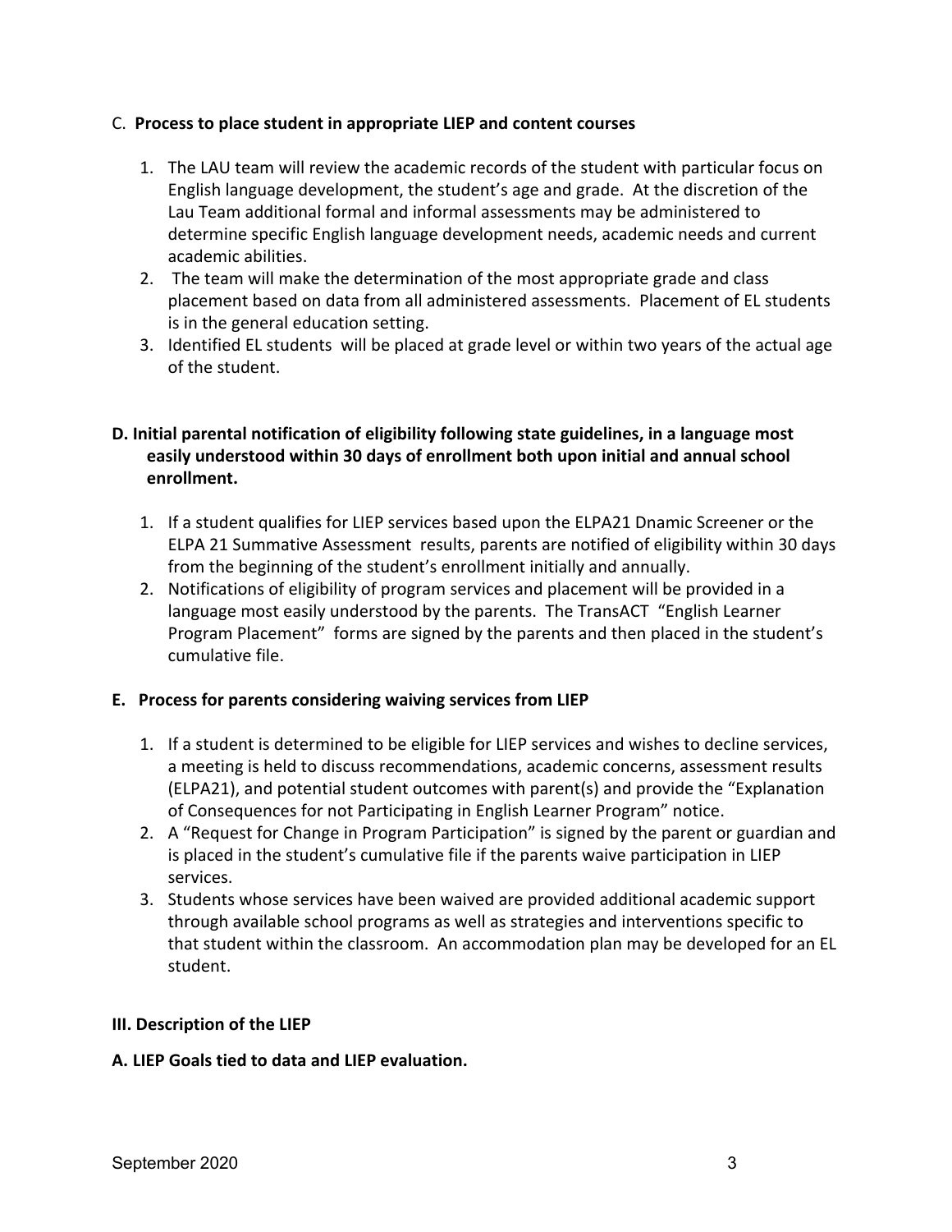C. **Process to place student in appropriate LIEP and content courses**

1. The LAU team will review the academic records of the student with particular focus on English language development, the student's age and grade. At the discretion of the Lau Team additional formal and informal assessments may be administered to determine specific English language development needs, academic needs and current academic abilities.
2. The team will make the determination of the most appropriate grade and class placement based on data from all administered assessments. Placement of EL students is in the general education setting.
3. Identified EL students will be placed at grade level or within two years of the actual age of the student.

**D. Initial parental notification of eligibility following state guidelines, in a language most easily understood within 30 days of enrollment both upon initial and annual school enrollment.**

1. If a student qualifies for LIEP services based upon the ELPA21 Dnamic Screener or the ELPA 21 Summative Assessment results, parents are notified of eligibility within 30 days from the beginning of the student's enrollment initially and annually.
2. Notifications of eligibility of program services and placement will be provided in a language most easily understood by the parents. The TransACT "English Learner Program Placement" forms are signed by the parents and then placed in the student's cumulative file.

**E. Process for parents considering waiving services from LIEP**

1. If a student is determined to be eligible for LIEP services and wishes to decline services, a meeting is held to discuss recommendations, academic concerns, assessment results (ELPA21), and potential student outcomes with parent(s) and provide the "Explanation of Consequences for not Participating in English Learner Program" notice.
2. A "Request for Change in Program Participation" is signed by the parent or guardian and is placed in the student's cumulative file if the parents waive participation in LIEP services.
3. Students whose services have been waived are provided additional academic support through available school programs as well as strategies and interventions specific to that student within the classroom. An accommodation plan may be developed for an EL student.

**III. Description of the LIEP**

**A. LIEP Goals tied to data and LIEP evaluation.**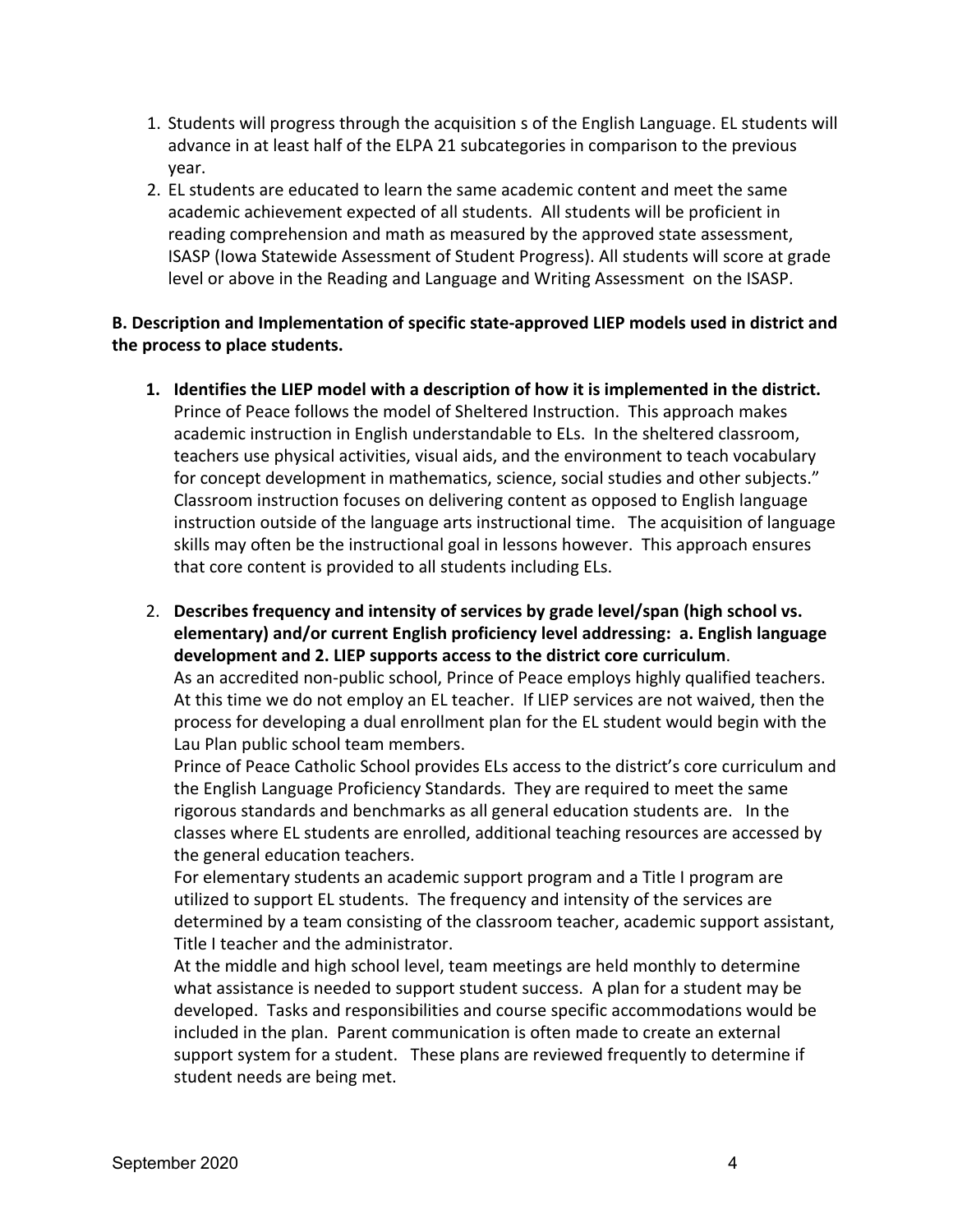1. Students will progress through the acquisition s of the English Language. EL students will advance in at least half of the ELPA 21 subcategories in comparison to the previous year.
2. EL students are educated to learn the same academic content and meet the same academic achievement expected of all students. All students will be proficient in reading comprehension and math as measured by the approved state assessment, ISASP (Iowa Statewide Assessment of Student Progress). All students will score at grade level or above in the Reading and Language and Writing Assessment on the ISASP.

**B. Description and Implementation of specific state-approved LIEP models used in district and the process to place students.**

1. **Identifies the LIEP model with a description of how it is implemented in the district.**
   Prince of Peace follows the model of Sheltered Instruction. This approach makes academic instruction in English understandable to ELs. In the sheltered classroom, teachers use physical activities, visual aids, and the environment to teach vocabulary for concept development in mathematics, science, social studies and other subjects." Classroom instruction focuses on delivering content as opposed to English language instruction outside of the language arts instructional time. The acquisition of language skills may often be the instructional goal in lessons however. This approach ensures that core content is provided to all students including ELs.

2. **Describes frequency and intensity of services by grade level/span (high school vs. elementary) and/or current English proficiency level addressing: a. English language development and 2. LIEP supports access to the district core curriculum**.
   As an accredited non-public school, Prince of Peace employs highly qualified teachers. At this time we do not employ an EL teacher. If LIEP services are not waived, then the process for developing a dual enrollment plan for the EL student would begin with the Lau Plan public school team members.
   Prince of Peace Catholic School provides ELs access to the district's core curriculum and the English Language Proficiency Standards. They are required to meet the same rigorous standards and benchmarks as all general education students are. In the classes where EL students are enrolled, additional teaching resources are accessed by the general education teachers.
   For elementary students an academic support program and a Title I program are utilized to support EL students. The frequency and intensity of the services are determined by a team consisting of the classroom teacher, academic support assistant, Title I teacher and the administrator.
   At the middle and high school level, team meetings are held monthly to determine what assistance is needed to support student success. A plan for a student may be developed. Tasks and responsibilities and course specific accommodations would be included in the plan. Parent communication is often made to create an external support system for a student. These plans are reviewed frequently to determine if student needs are being met.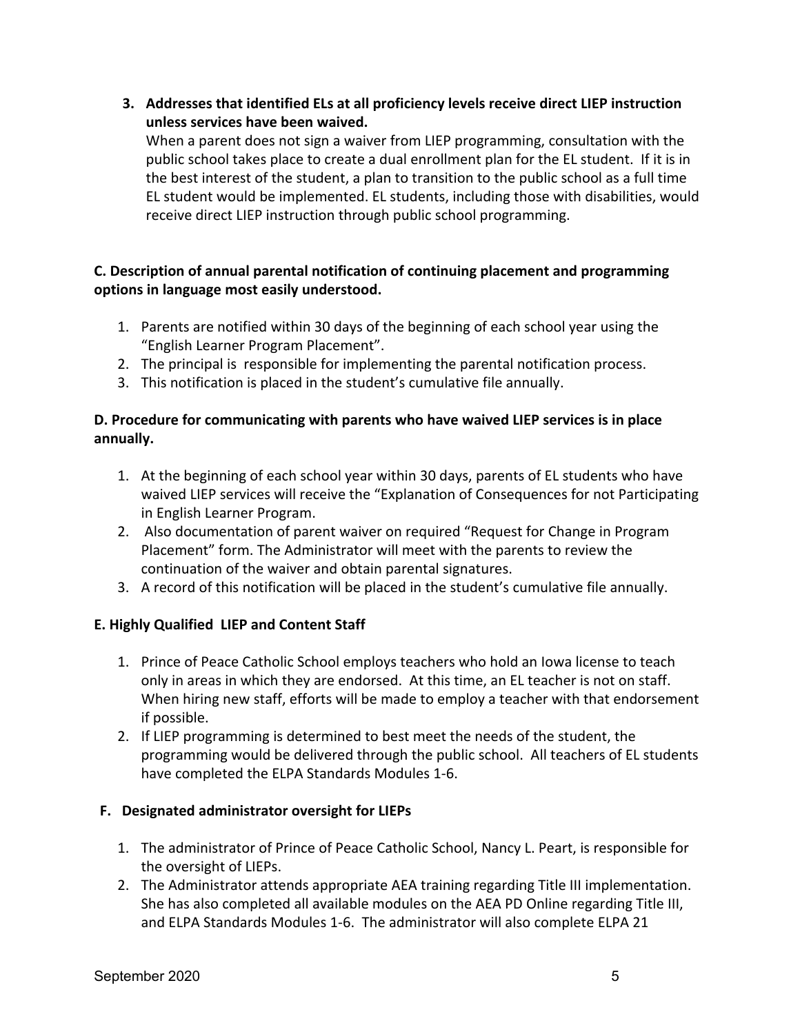3. **Addresses that identified ELs at all proficiency levels receive direct LIEP instruction unless services have been waived.**
   When a parent does not sign a waiver from LIEP programming, consultation with the public school takes place to create a dual enrollment plan for the EL student. If it is in the best interest of the student, a plan to transition to the public school as a full time EL student would be implemented. EL students, including those with disabilities, would receive direct LIEP instruction through public school programming.

**C. Description of annual parental notification of continuing placement and programming options in language most easily understood.**

1. Parents are notified within 30 days of the beginning of each school year using the "English Learner Program Placement".
2. The principal is responsible for implementing the parental notification process.
3. This notification is placed in the student's cumulative file annually.

**D. Procedure for communicating with parents who have waived LIEP services is in place annually.**

1. At the beginning of each school year within 30 days, parents of EL students who have waived LIEP services will receive the "Explanation of Consequences for not Participating in English Learner Program.
2. Also documentation of parent waiver on required "Request for Change in Program Placement" form. The Administrator will meet with the parents to review the continuation of the waiver and obtain parental signatures.
3. A record of this notification will be placed in the student's cumulative file annually.

**E. Highly Qualified LIEP and Content Staff**

1. Prince of Peace Catholic School employs teachers who hold an Iowa license to teach only in areas in which they are endorsed. At this time, an EL teacher is not on staff. When hiring new staff, efforts will be made to employ a teacher with that endorsement if possible.
2. If LIEP programming is determined to best meet the needs of the student, the programming would be delivered through the public school. All teachers of EL students have completed the ELPA Standards Modules 1-6.

**F. Designated administrator oversight for LIEPs**

1. The administrator of Prince of Peace Catholic School, Nancy L. Peart, is responsible for the oversight of LIEPs.
2. The Administrator attends appropriate AEA training regarding Title III implementation. She has also completed all available modules on the AEA PD Online regarding Title III, and ELPA Standards Modules 1-6. The administrator will also complete ELPA 21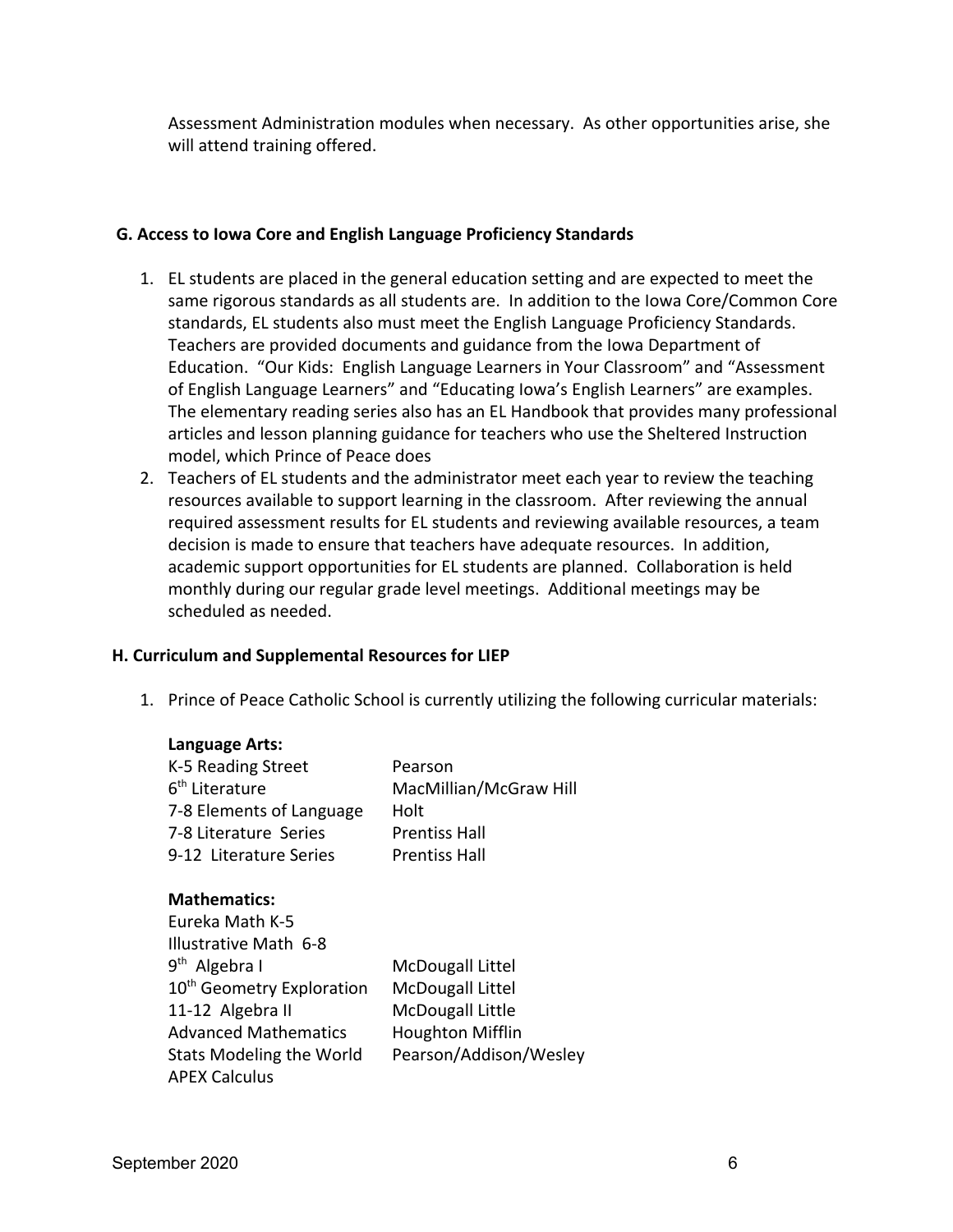Assessment Administration modules when necessary. As other opportunities arise, she will attend training offered.

### G. Access to Iowa Core and English Language Proficiency Standards

1. EL students are placed in the general education setting and are expected to meet the same rigorous standards as all students are. In addition to the Iowa Core/Common Core standards, EL students also must meet the English Language Proficiency Standards. Teachers are provided documents and guidance from the Iowa Department of Education. "Our Kids: English Language Learners in Your Classroom" and "Assessment of English Language Learners" and "Educating Iowa's English Learners" are examples. The elementary reading series also has an EL Handbook that provides many professional articles and lesson planning guidance for teachers who use the Sheltered Instruction model, which Prince of Peace does
2. Teachers of EL students and the administrator meet each year to review the teaching resources available to support learning in the classroom. After reviewing the annual required assessment results for EL students and reviewing available resources, a team decision is made to ensure that teachers have adequate resources. In addition, academic support opportunities for EL students are planned. Collaboration is held monthly during our regular grade level meetings. Additional meetings may be scheduled as needed.

### H. Curriculum and Supplemental Resources for LIEP

1. Prince of Peace Catholic School is currently utilizing the following curricular materials:

**Language Arts:**

| | |
|---|---|
| K-5 Reading Street | Pearson |
| 6th Literature | MacMillian/McGraw Hill |
| 7-8 Elements of Language | Holt |
| 7-8 Literature Series | Prentiss Hall |
| 9-12 Literature Series | Prentiss Hall |

**Mathematics:**

| | |
|---|---|
| Eureka Math K-5 | |
| Illustrative Math 6-8 | |
| 9th Algebra I | McDougall Littel |
| 10th Geometry Exploration | McDougall Littel |
| 11-12 Algebra II | McDougall Little |
| Advanced Mathematics | Houghton Mifflin |
| Stats Modeling the World | Pearson/Addison/Wesley |
| APEX Calculus | |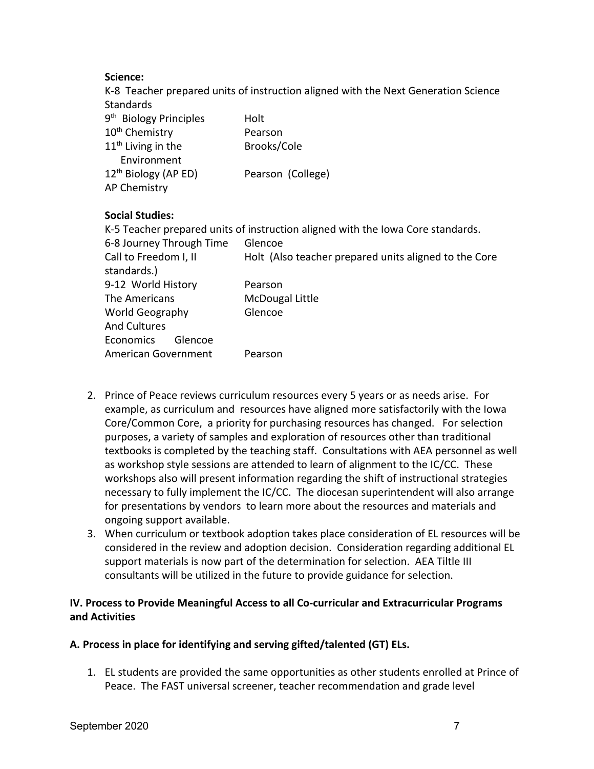**Science:**

K-8 Teacher prepared units of instruction aligned with the Next Generation Science Standards

| | |
|---|---|
| 9th Biology Principles | Holt |
| 10th Chemistry | Pearson |
| 11th Living in the Environment | Brooks/Cole |
| 12th Biology (AP ED) | Pearson (College) |
| AP Chemistry | |

**Social Studies:**

K-5 Teacher prepared units of instruction aligned with the Iowa Core standards.

| | |
|---|---|
| 6-8 Journey Through Time | Glencoe |
| Call to Freedom I, II | Holt (Also teacher prepared units aligned to the Core standards.) |
| 9-12 World History | Pearson |
| The Americans | McDougal Little |
| World Geography And Cultures | Glencoe |
| Economics | Glencoe |
| American Government | Pearson |

2. Prince of Peace reviews curriculum resources every 5 years or as needs arise. For example, as curriculum and resources have aligned more satisfactorily with the Iowa Core/Common Core, a priority for purchasing resources has changed. For selection purposes, a variety of samples and exploration of resources other than traditional textbooks is completed by the teaching staff. Consultations with AEA personnel as well as workshop style sessions are attended to learn of alignment to the IC/CC. These workshops also will present information regarding the shift of instructional strategies necessary to fully implement the IC/CC. The diocesan superintendent will also arrange for presentations by vendors to learn more about the resources and materials and ongoing support available.
3. When curriculum or textbook adoption takes place consideration of EL resources will be considered in the review and adoption decision. Consideration regarding additional EL support materials is now part of the determination for selection. AEA Tiltle III consultants will be utilized in the future to provide guidance for selection.

## IV. Process to Provide Meaningful Access to all Co-curricular and Extracurricular Programs and Activities

### A. Process in place for identifying and serving gifted/talented (GT) ELs.

1. EL students are provided the same opportunities as other students enrolled at Prince of Peace. The FAST universal screener, teacher recommendation and grade level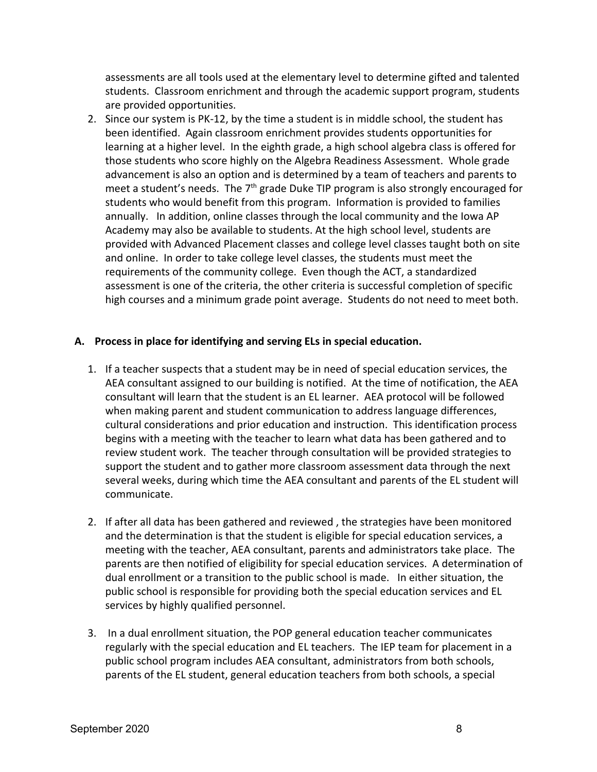assessments are all tools used at the elementary level to determine gifted and talented students. Classroom enrichment and through the academic support program, students are provided opportunities.

2. Since our system is PK-12, by the time a student is in middle school, the student has been identified. Again classroom enrichment provides students opportunities for learning at a higher level. In the eighth grade, a high school algebra class is offered for those students who score highly on the Algebra Readiness Assessment. Whole grade advancement is also an option and is determined by a team of teachers and parents to meet a student's needs. The 7th grade Duke TIP program is also strongly encouraged for students who would benefit from this program. Information is provided to families annually. In addition, online classes through the local community and the Iowa AP Academy may also be available to students. At the high school level, students are provided with Advanced Placement classes and college level classes taught both on site and online. In order to take college level classes, the students must meet the requirements of the community college. Even though the ACT, a standardized assessment is one of the criteria, the other criteria is successful completion of specific high courses and a minimum grade point average. Students do not need to meet both.

**A. Process in place for identifying and serving ELs in special education.**

1. If a teacher suspects that a student may be in need of special education services, the AEA consultant assigned to our building is notified. At the time of notification, the AEA consultant will learn that the student is an EL learner. AEA protocol will be followed when making parent and student communication to address language differences, cultural considerations and prior education and instruction. This identification process begins with a meeting with the teacher to learn what data has been gathered and to review student work. The teacher through consultation will be provided strategies to support the student and to gather more classroom assessment data through the next several weeks, during which time the AEA consultant and parents of the EL student will communicate.

2. If after all data has been gathered and reviewed , the strategies have been monitored and the determination is that the student is eligible for special education services, a meeting with the teacher, AEA consultant, parents and administrators take place. The parents are then notified of eligibility for special education services. A determination of dual enrollment or a transition to the public school is made. In either situation, the public school is responsible for providing both the special education services and EL services by highly qualified personnel.

3. In a dual enrollment situation, the POP general education teacher communicates regularly with the special education and EL teachers. The IEP team for placement in a public school program includes AEA consultant, administrators from both schools, parents of the EL student, general education teachers from both schools, a special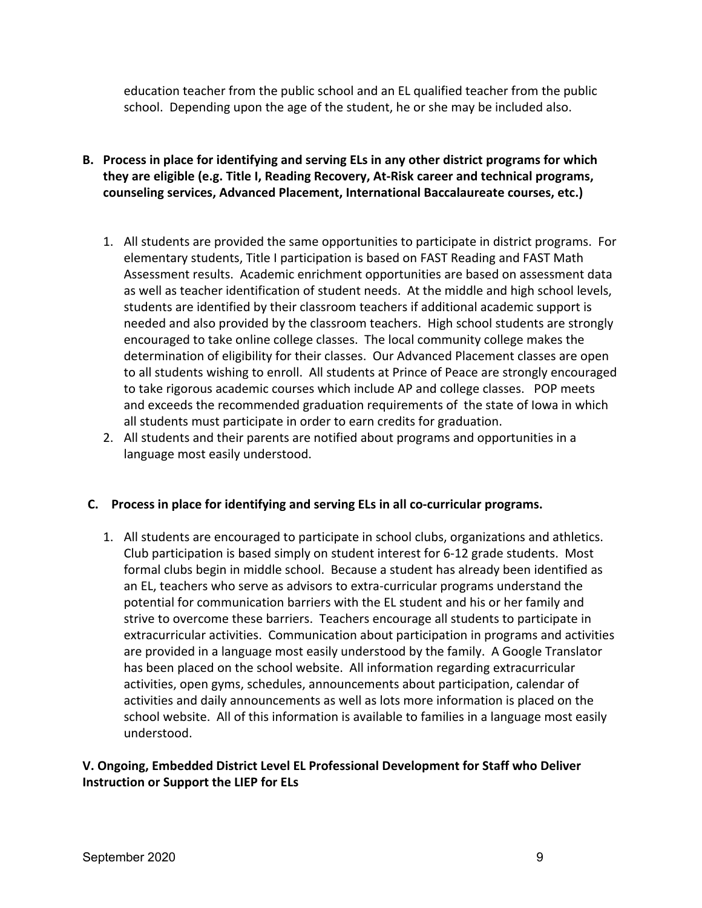education teacher from the public school and an EL qualified teacher from the public school. Depending upon the age of the student, he or she may be included also.

**B. Process in place for identifying and serving ELs in any other district programs for which they are eligible (e.g. Title I, Reading Recovery, At-Risk career and technical programs, counseling services, Advanced Placement, International Baccalaureate courses, etc.)**

1. All students are provided the same opportunities to participate in district programs. For elementary students, Title I participation is based on FAST Reading and FAST Math Assessment results. Academic enrichment opportunities are based on assessment data as well as teacher identification of student needs. At the middle and high school levels, students are identified by their classroom teachers if additional academic support is needed and also provided by the classroom teachers. High school students are strongly encouraged to take online college classes. The local community college makes the determination of eligibility for their classes. Our Advanced Placement classes are open to all students wishing to enroll. All students at Prince of Peace are strongly encouraged to take rigorous academic courses which include AP and college classes. POP meets and exceeds the recommended graduation requirements of the state of Iowa in which all students must participate in order to earn credits for graduation.
2. All students and their parents are notified about programs and opportunities in a language most easily understood.

**C. Process in place for identifying and serving ELs in all co-curricular programs.**

1. All students are encouraged to participate in school clubs, organizations and athletics. Club participation is based simply on student interest for 6-12 grade students. Most formal clubs begin in middle school. Because a student has already been identified as an EL, teachers who serve as advisors to extra-curricular programs understand the potential for communication barriers with the EL student and his or her family and strive to overcome these barriers. Teachers encourage all students to participate in extracurricular activities. Communication about participation in programs and activities are provided in a language most easily understood by the family. A Google Translator has been placed on the school website. All information regarding extracurricular activities, open gyms, schedules, announcements about participation, calendar of activities and daily announcements as well as lots more information is placed on the school website. All of this information is available to families in a language most easily understood.

**V. Ongoing, Embedded District Level EL Professional Development for Staff who Deliver Instruction or Support the LIEP for ELs**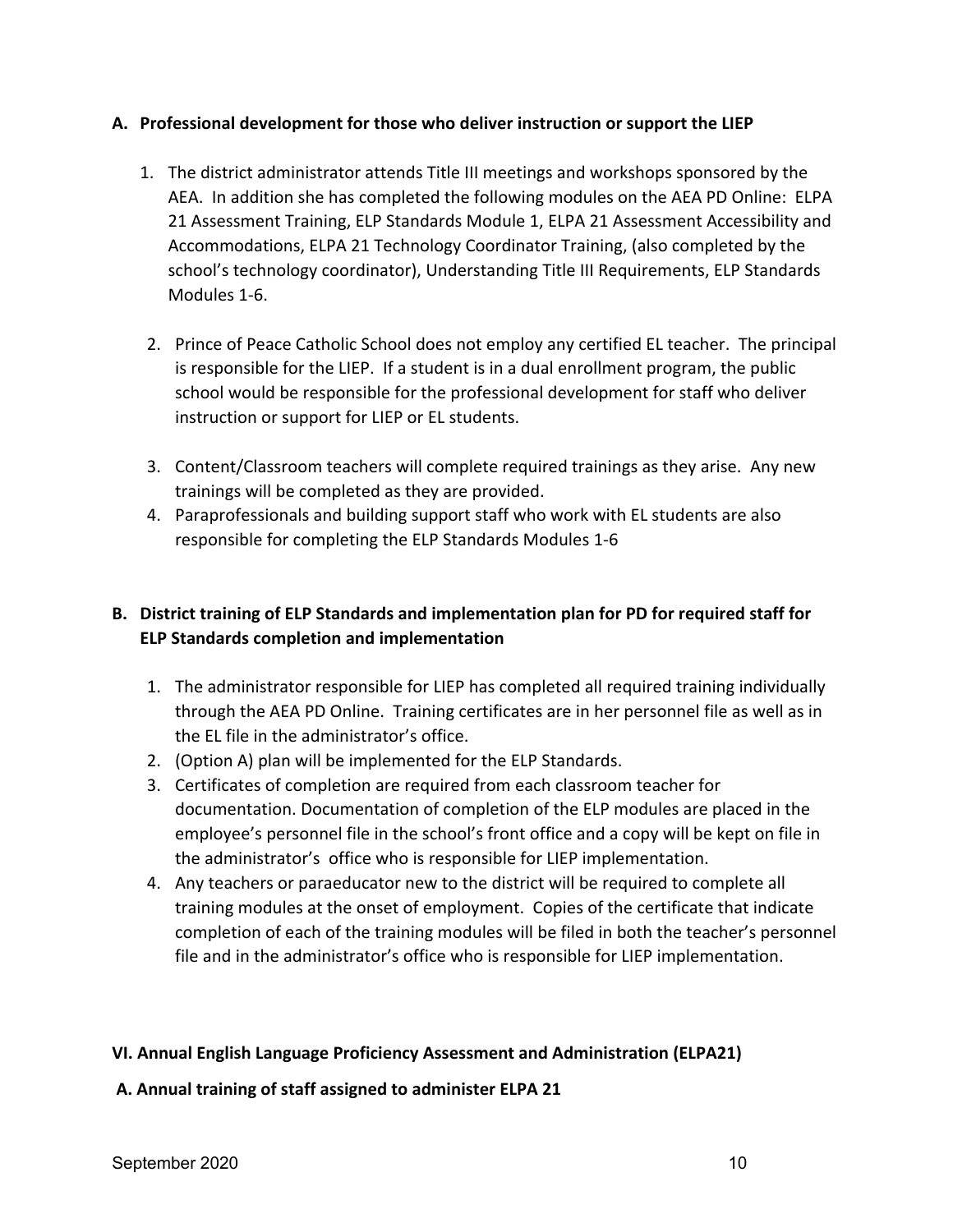### A. Professional development for those who deliver instruction or support the LIEP

1. The district administrator attends Title III meetings and workshops sponsored by the AEA. In addition she has completed the following modules on the AEA PD Online: ELPA 21 Assessment Training, ELP Standards Module 1, ELPA 21 Assessment Accessibility and Accommodations, ELPA 21 Technology Coordinator Training, (also completed by the school's technology coordinator), Understanding Title III Requirements, ELP Standards Modules 1-6.

2. Prince of Peace Catholic School does not employ any certified EL teacher. The principal is responsible for the LIEP. If a student is in a dual enrollment program, the public school would be responsible for the professional development for staff who deliver instruction or support for LIEP or EL students.

3. Content/Classroom teachers will complete required trainings as they arise. Any new trainings will be completed as they are provided.
4. Paraprofessionals and building support staff who work with EL students are also responsible for completing the ELP Standards Modules 1-6

### B. District training of ELP Standards and implementation plan for PD for required staff for ELP Standards completion and implementation

1. The administrator responsible for LIEP has completed all required training individually through the AEA PD Online. Training certificates are in her personnel file as well as in the EL file in the administrator's office.
2. (Option A) plan will be implemented for the ELP Standards.
3. Certificates of completion are required from each classroom teacher for documentation. Documentation of completion of the ELP modules are placed in the employee's personnel file in the school's front office and a copy will be kept on file in the administrator's office who is responsible for LIEP implementation.
4. Any teachers or paraeducator new to the district will be required to complete all training modules at the onset of employment. Copies of the certificate that indicate completion of each of the training modules will be filed in both the teacher's personnel file and in the administrator's office who is responsible for LIEP implementation.

## VI. Annual English Language Proficiency Assessment and Administration (ELPA21)

### A. Annual training of staff assigned to administer ELPA 21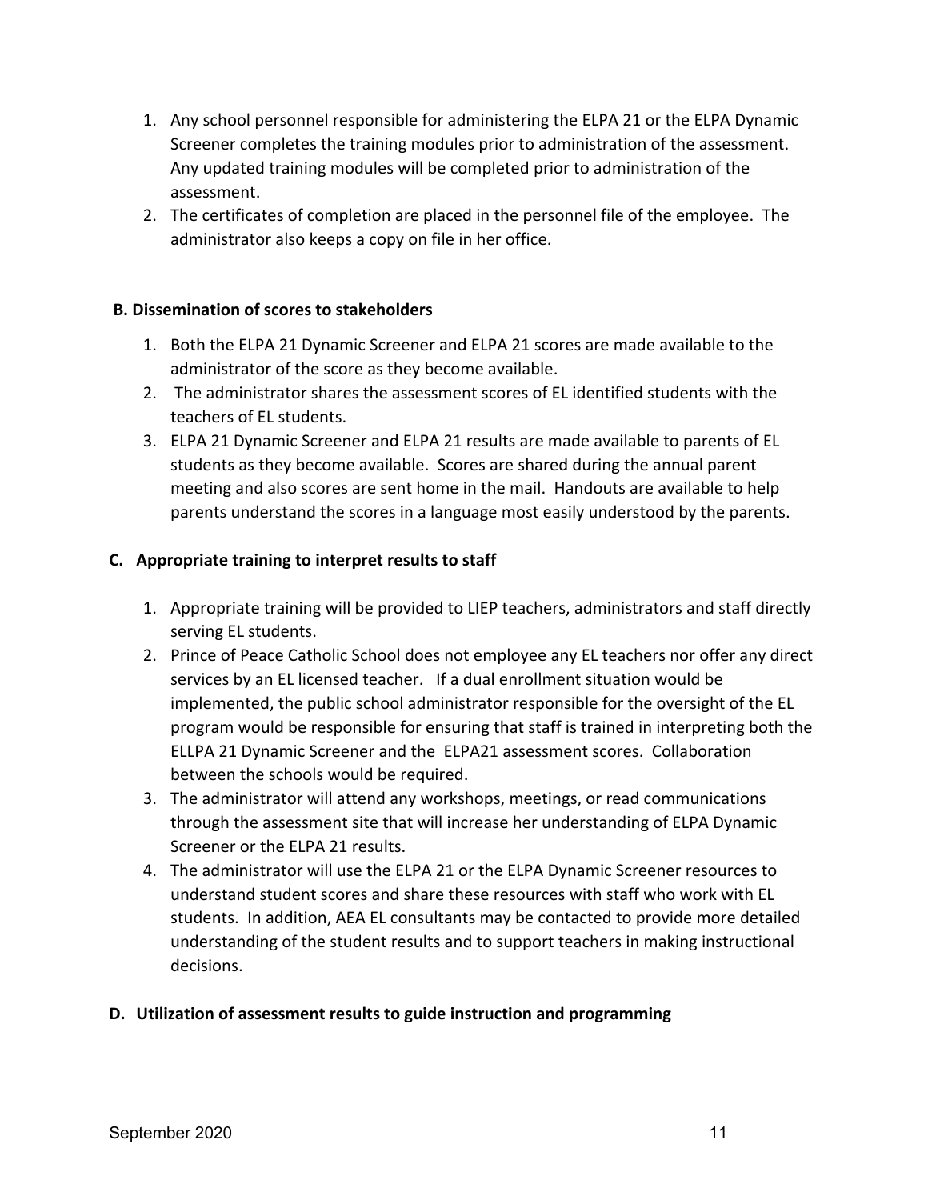1. Any school personnel responsible for administering the ELPA 21 or the ELPA Dynamic Screener completes the training modules prior to administration of the assessment. Any updated training modules will be completed prior to administration of the assessment.
2. The certificates of completion are placed in the personnel file of the employee. The administrator also keeps a copy on file in her office.

**B. Dissemination of scores to stakeholders**

1. Both the ELPA 21 Dynamic Screener and ELPA 21 scores are made available to the administrator of the score as they become available.
2. The administrator shares the assessment scores of EL identified students with the teachers of EL students.
3. ELPA 21 Dynamic Screener and ELPA 21 results are made available to parents of EL students as they become available. Scores are shared during the annual parent meeting and also scores are sent home in the mail. Handouts are available to help parents understand the scores in a language most easily understood by the parents.

**C. Appropriate training to interpret results to staff**

1. Appropriate training will be provided to LIEP teachers, administrators and staff directly serving EL students.
2. Prince of Peace Catholic School does not employee any EL teachers nor offer any direct services by an EL licensed teacher. If a dual enrollment situation would be implemented, the public school administrator responsible for the oversight of the EL program would be responsible for ensuring that staff is trained in interpreting both the ELLPA 21 Dynamic Screener and the ELPA21 assessment scores. Collaboration between the schools would be required.
3. The administrator will attend any workshops, meetings, or read communications through the assessment site that will increase her understanding of ELPA Dynamic Screener or the ELPA 21 results.
4. The administrator will use the ELPA 21 or the ELPA Dynamic Screener resources to understand student scores and share these resources with staff who work with EL students. In addition, AEA EL consultants may be contacted to provide more detailed understanding of the student results and to support teachers in making instructional decisions.

**D. Utilization of assessment results to guide instruction and programming**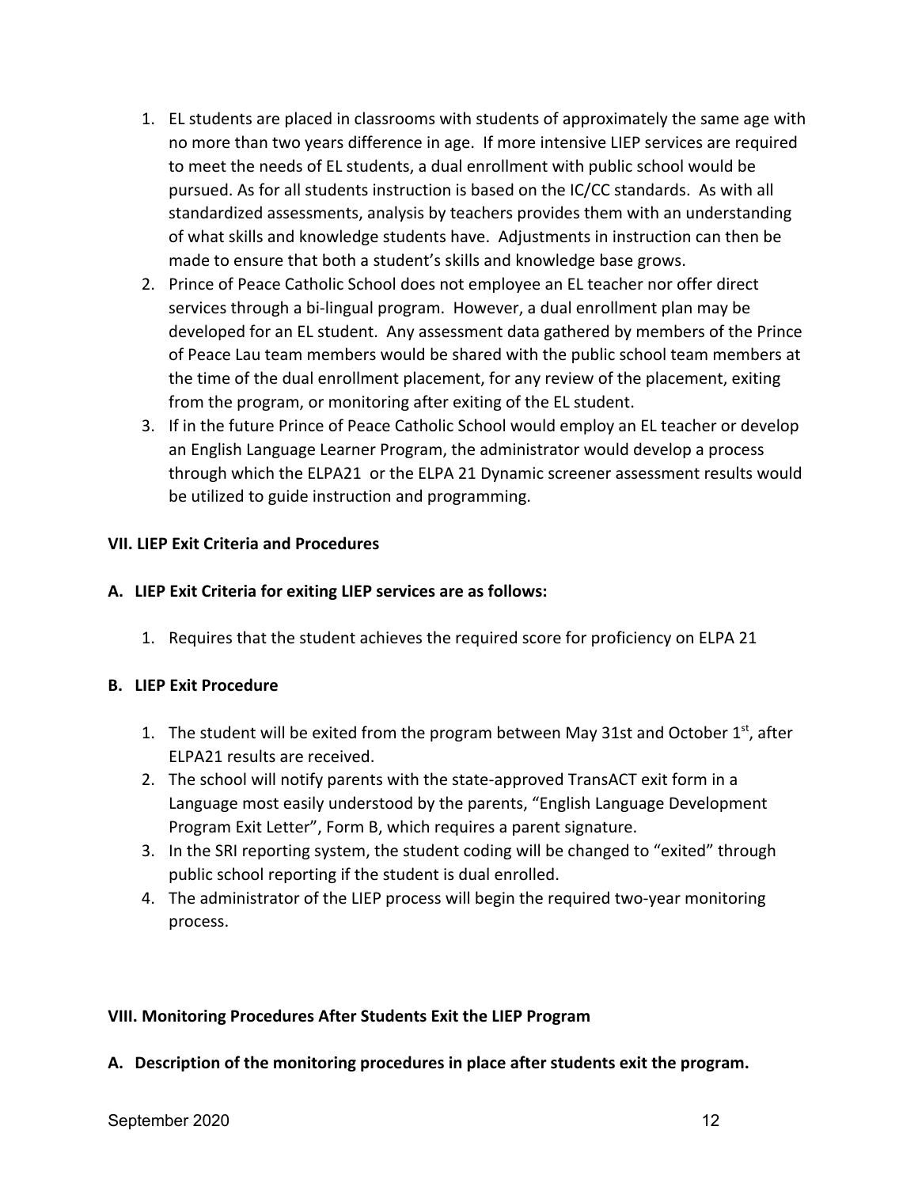1. EL students are placed in classrooms with students of approximately the same age with no more than two years difference in age. If more intensive LIEP services are required to meet the needs of EL students, a dual enrollment with public school would be pursued. As for all students instruction is based on the IC/CC standards. As with all standardized assessments, analysis by teachers provides them with an understanding of what skills and knowledge students have. Adjustments in instruction can then be made to ensure that both a student's skills and knowledge base grows.
2. Prince of Peace Catholic School does not employee an EL teacher nor offer direct services through a bi-lingual program. However, a dual enrollment plan may be developed for an EL student. Any assessment data gathered by members of the Prince of Peace Lau team members would be shared with the public school team members at the time of the dual enrollment placement, for any review of the placement, exiting from the program, or monitoring after exiting of the EL student.
3. If in the future Prince of Peace Catholic School would employ an EL teacher or develop an English Language Learner Program, the administrator would develop a process through which the ELPA21 or the ELPA 21 Dynamic screener assessment results would be utilized to guide instruction and programming.

**VII. LIEP Exit Criteria and Procedures**

**A. LIEP Exit Criteria for exiting LIEP services are as follows:**

1. Requires that the student achieves the required score for proficiency on ELPA 21

**B. LIEP Exit Procedure**

1. The student will be exited from the program between May 31st and October 1st, after ELPA21 results are received.
2. The school will notify parents with the state-approved TransACT exit form in a Language most easily understood by the parents, "English Language Development Program Exit Letter", Form B, which requires a parent signature.
3. In the SRI reporting system, the student coding will be changed to "exited" through public school reporting if the student is dual enrolled.
4. The administrator of the LIEP process will begin the required two-year monitoring process.

**VIII. Monitoring Procedures After Students Exit the LIEP Program**

**A. Description of the monitoring procedures in place after students exit the program.**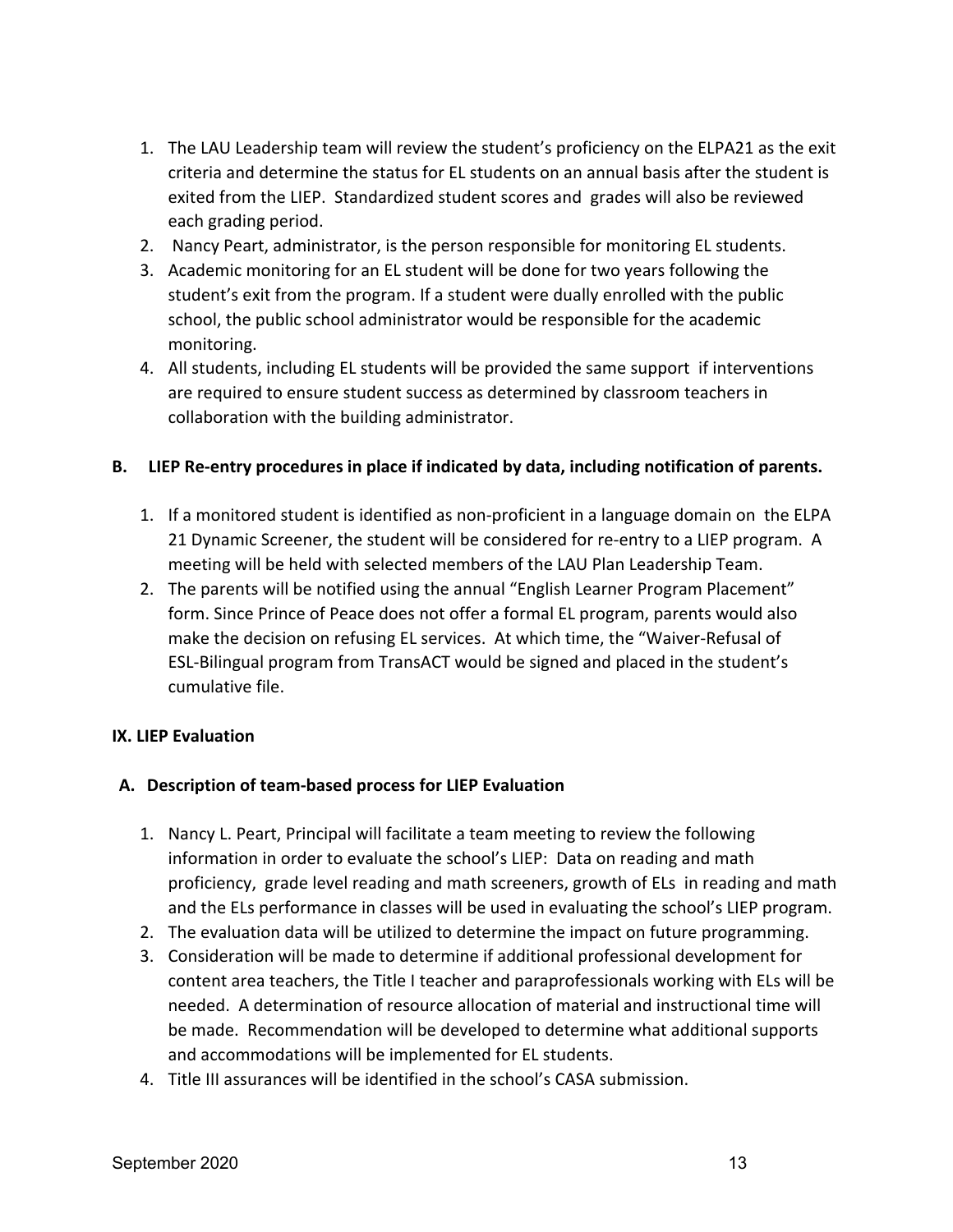1. The LAU Leadership team will review the student's proficiency on the ELPA21 as the exit criteria and determine the status for EL students on an annual basis after the student is exited from the LIEP. Standardized student scores and grades will also be reviewed each grading period.
2. Nancy Peart, administrator, is the person responsible for monitoring EL students.
3. Academic monitoring for an EL student will be done for two years following the student's exit from the program. If a student were dually enrolled with the public school, the public school administrator would be responsible for the academic monitoring.
4. All students, including EL students will be provided the same support if interventions are required to ensure student success as determined by classroom teachers in collaboration with the building administrator.

**B. LIEP Re-entry procedures in place if indicated by data, including notification of parents.**

1. If a monitored student is identified as non-proficient in a language domain on the ELPA 21 Dynamic Screener, the student will be considered for re-entry to a LIEP program. A meeting will be held with selected members of the LAU Plan Leadership Team.
2. The parents will be notified using the annual "English Learner Program Placement" form. Since Prince of Peace does not offer a formal EL program, parents would also make the decision on refusing EL services. At which time, the "Waiver-Refusal of ESL-Bilingual program from TransACT would be signed and placed in the student's cumulative file.

**IX. LIEP Evaluation**

**A. Description of team-based process for LIEP Evaluation**

1. Nancy L. Peart, Principal will facilitate a team meeting to review the following information in order to evaluate the school's LIEP: Data on reading and math proficiency, grade level reading and math screeners, growth of ELs in reading and math and the ELs performance in classes will be used in evaluating the school's LIEP program.
2. The evaluation data will be utilized to determine the impact on future programming.
3. Consideration will be made to determine if additional professional development for content area teachers, the Title I teacher and paraprofessionals working with ELs will be needed. A determination of resource allocation of material and instructional time will be made. Recommendation will be developed to determine what additional supports and accommodations will be implemented for EL students.
4. Title III assurances will be identified in the school's CASA submission.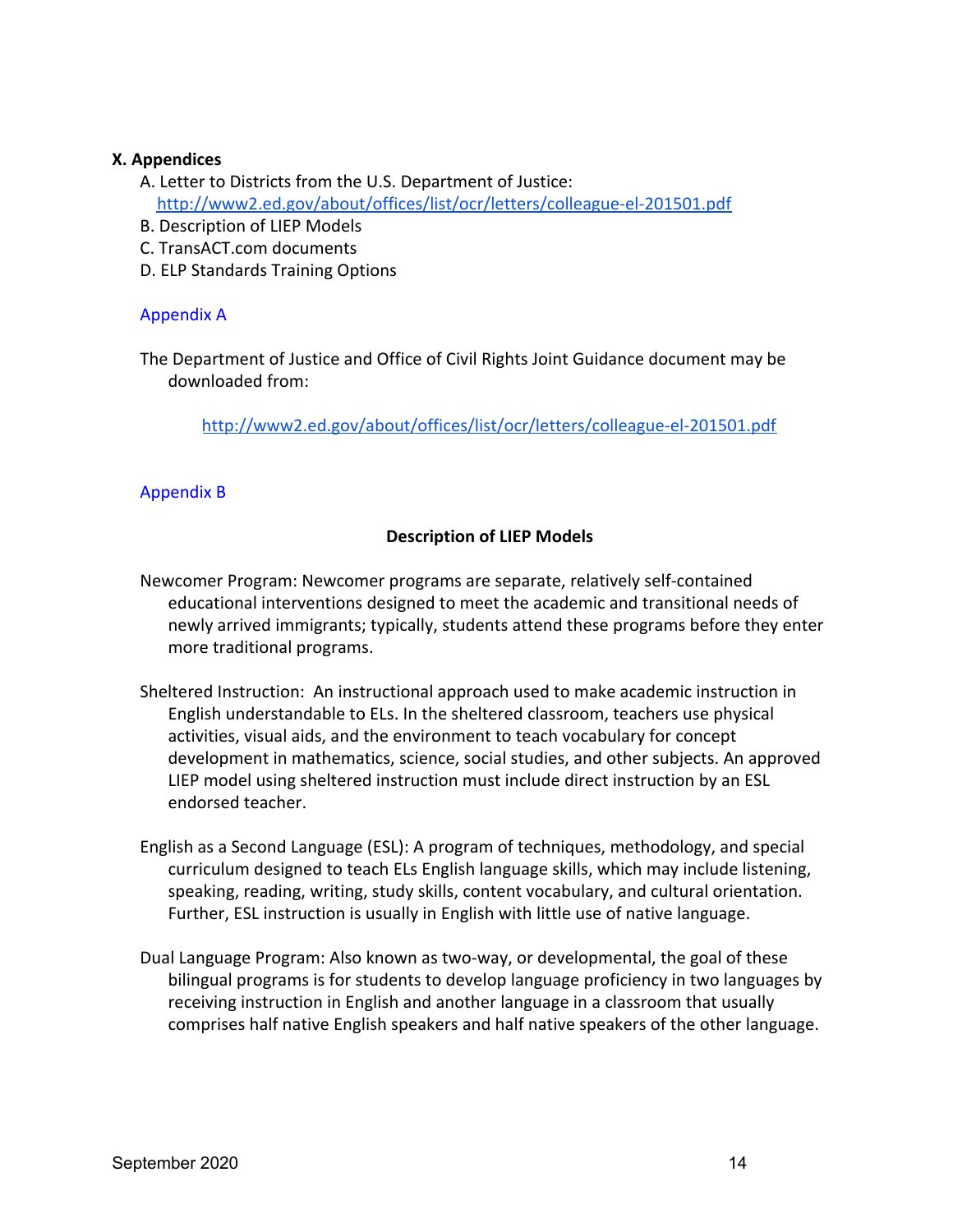## X. Appendices

A. Letter to Districts from the U.S. Department of Justice: http://www2.ed.gov/about/offices/list/ocr/letters/colleague-el-201501.pdf

B. Description of LIEP Models

C. TransACT.com documents

D. ELP Standards Training Options

### Appendix A

The Department of Justice and Office of Civil Rights Joint Guidance document may be downloaded from:

http://www2.ed.gov/about/offices/list/ocr/letters/colleague-el-201501.pdf

### Appendix B

**Description of LIEP Models**

Newcomer Program: Newcomer programs are separate, relatively self-contained educational interventions designed to meet the academic and transitional needs of newly arrived immigrants; typically, students attend these programs before they enter more traditional programs.

Sheltered Instruction: An instructional approach used to make academic instruction in English understandable to ELs. In the sheltered classroom, teachers use physical activities, visual aids, and the environment to teach vocabulary for concept development in mathematics, science, social studies, and other subjects. An approved LIEP model using sheltered instruction must include direct instruction by an ESL endorsed teacher.

English as a Second Language (ESL): A program of techniques, methodology, and special curriculum designed to teach ELs English language skills, which may include listening, speaking, reading, writing, study skills, content vocabulary, and cultural orientation. Further, ESL instruction is usually in English with little use of native language.

Dual Language Program: Also known as two-way, or developmental, the goal of these bilingual programs is for students to develop language proficiency in two languages by receiving instruction in English and another language in a classroom that usually comprises half native English speakers and half native speakers of the other language.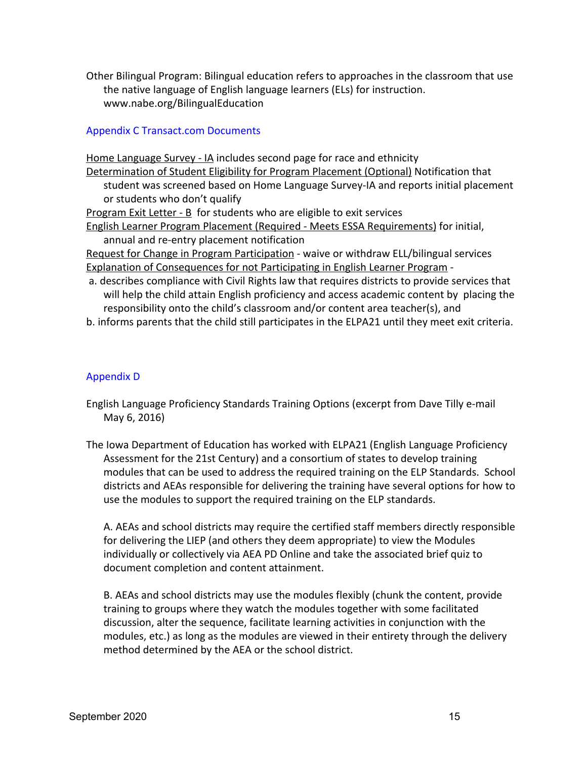Other Bilingual Program: Bilingual education refers to approaches in the classroom that use the native language of English language learners (ELs) for instruction. www.nabe.org/BilingualEducation

## Appendix C Transact.com Documents

Home Language Survey - IA includes second page for race and ethnicity

Determination of Student Eligibility for Program Placement (Optional) Notification that student was screened based on Home Language Survey-IA and reports initial placement or students who don't qualify

Program Exit Letter - B for students who are eligible to exit services

English Learner Program Placement (Required - Meets ESSA Requirements) for initial, annual and re-entry placement notification

Request for Change in Program Participation - waive or withdraw ELL/bilingual services

Explanation of Consequences for not Participating in English Learner Program -

a. describes compliance with Civil Rights law that requires districts to provide services that will help the child attain English proficiency and access academic content by placing the responsibility onto the child's classroom and/or content area teacher(s), and

b. informs parents that the child still participates in the ELPA21 until they meet exit criteria.

## Appendix D

English Language Proficiency Standards Training Options (excerpt from Dave Tilly e-mail May 6, 2016)

The Iowa Department of Education has worked with ELPA21 (English Language Proficiency Assessment for the 21st Century) and a consortium of states to develop training modules that can be used to address the required training on the ELP Standards. School districts and AEAs responsible for delivering the training have several options for how to use the modules to support the required training on the ELP standards.

A. AEAs and school districts may require the certified staff members directly responsible for delivering the LIEP (and others they deem appropriate) to view the Modules individually or collectively via AEA PD Online and take the associated brief quiz to document completion and content attainment.

B. AEAs and school districts may use the modules flexibly (chunk the content, provide training to groups where they watch the modules together with some facilitated discussion, alter the sequence, facilitate learning activities in conjunction with the modules, etc.) as long as the modules are viewed in their entirety through the delivery method determined by the AEA or the school district.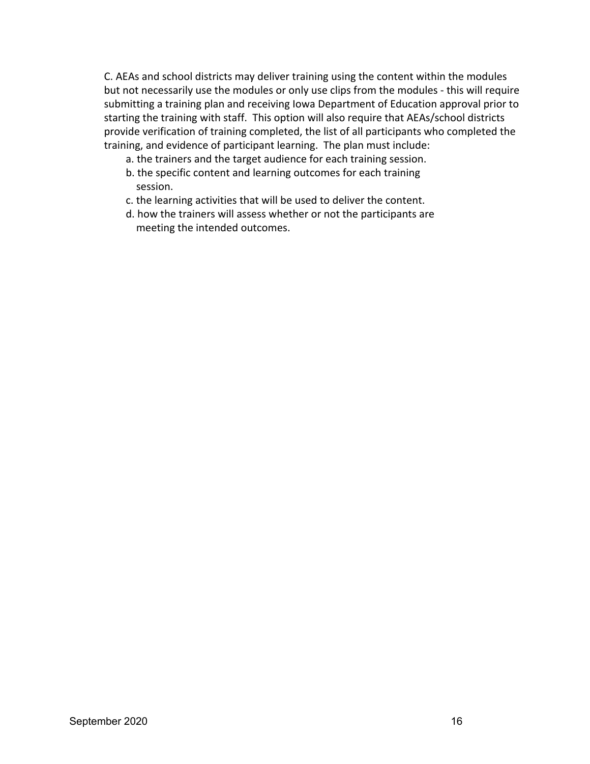C. AEAs and school districts may deliver training using the content within the modules but not necessarily use the modules or only use clips from the modules - this will require submitting a training plan and receiving Iowa Department of Education approval prior to starting the training with staff. This option will also require that AEAs/school districts provide verification of training completed, the list of all participants who completed the training, and evidence of participant learning. The plan must include:

a. the trainers and the target audience for each training session.

b. the specific content and learning outcomes for each training session.

c. the learning activities that will be used to deliver the content.

d. how the trainers will assess whether or not the participants are meeting the intended outcomes.